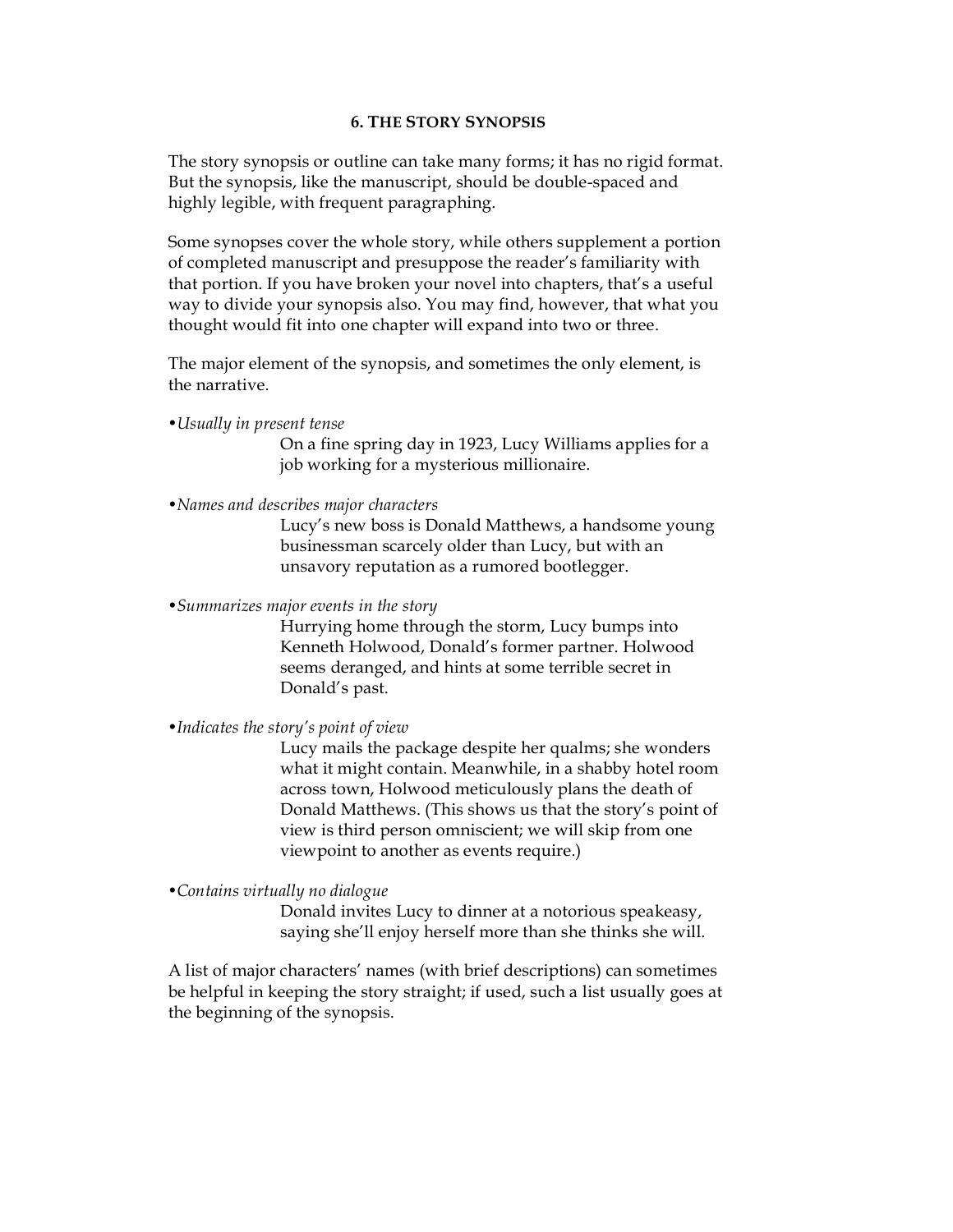## 6. THE STORY SYNOPSIS

The story synopsis or outline can take many forms; it has no rigid format. But the synopsis, like the manuscript, should be double-spaced and highly legible, with frequent paragraphing.

Some synopses cover the whole story, while others supplement a portion of completed manuscript and presuppose the reader's familiarity with that portion. If you have broken your novel into chapters, that's a useful way to divide your synopsis also. You may find, however, that what you thought would fit into one chapter will expand into two or three.

The major element of the synopsis, and sometimes the only element, is the narrative.

- *Usually in present tense*

  On a fine spring day in 1923, Lucy Williams applies for a job working for a mysterious millionaire.

- *Names and describes major characters*

  Lucy's new boss is Donald Matthews, a handsome young businessman scarcely older than Lucy, but with an unsavory reputation as a rumored bootlegger.

- *Summarizes major events in the story*

  Hurrying home through the storm, Lucy bumps into Kenneth Holwood, Donald's former partner. Holwood seems deranged, and hints at some terrible secret in Donald's past.

- *Indicates the story's point of view*

  Lucy mails the package despite her qualms; she wonders what it might contain. Meanwhile, in a shabby hotel room across town, Holwood meticulously plans the death of Donald Matthews. (This shows us that the story's point of view is third person omniscient; we will skip from one viewpoint to another as events require.)

- *Contains virtually no dialogue*

  Donald invites Lucy to dinner at a notorious speakeasy, saying she'll enjoy herself more than she thinks she will.

A list of major characters' names (with brief descriptions) can sometimes be helpful in keeping the story straight; if used, such a list usually goes at the beginning of the synopsis.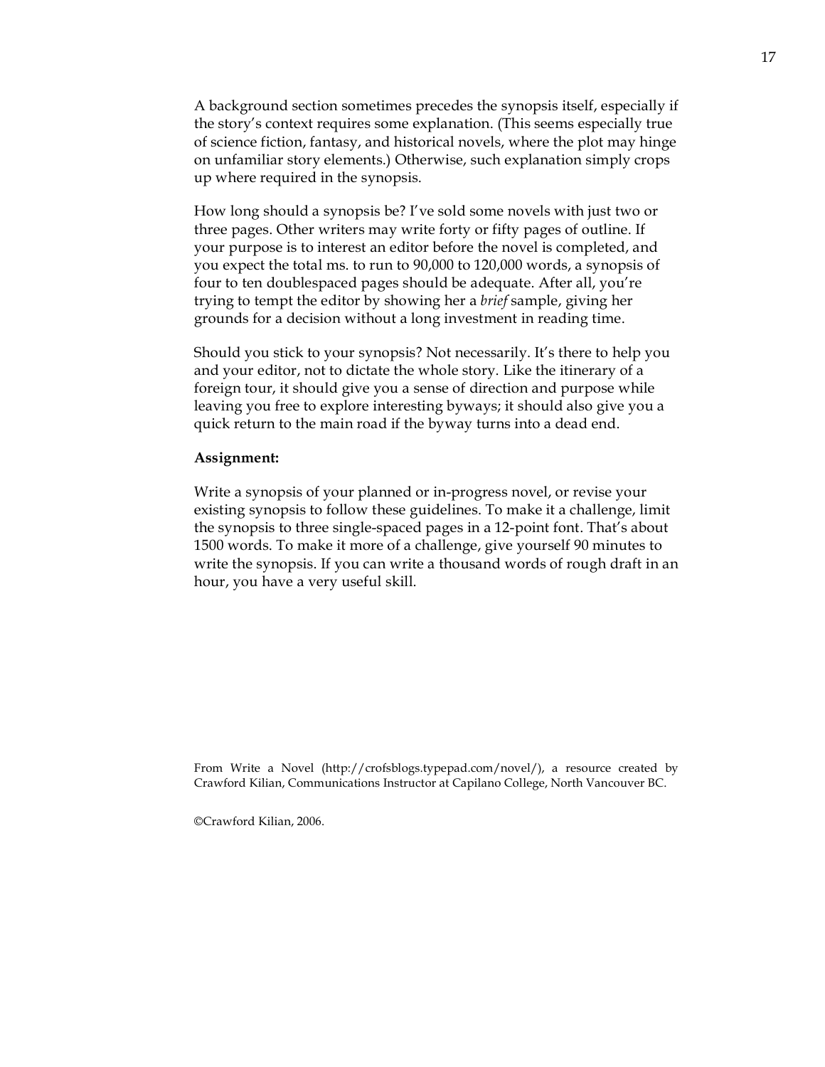A background section sometimes precedes the synopsis itself, especially if the story's context requires some explanation. (This seems especially true of science fiction, fantasy, and historical novels, where the plot may hinge on unfamiliar story elements.) Otherwise, such explanation simply crops up where required in the synopsis.

How long should a synopsis be? I've sold some novels with just two or three pages. Other writers may write forty or fifty pages of outline. If your purpose is to interest an editor before the novel is completed, and you expect the total ms. to run to 90,000 to 120,000 words, a synopsis of four to ten doublespaced pages should be adequate. After all, you're trying to tempt the editor by showing her a *brief* sample, giving her grounds for a decision without a long investment in reading time.

Should you stick to your synopsis? Not necessarily. It's there to help you and your editor, not to dictate the whole story. Like the itinerary of a foreign tour, it should give you a sense of direction and purpose while leaving you free to explore interesting byways; it should also give you a quick return to the main road if the byway turns into a dead end.

**Assignment:**

Write a synopsis of your planned or in-progress novel, or revise your existing synopsis to follow these guidelines. To make it a challenge, limit the synopsis to three single-spaced pages in a 12-point font. That's about 1500 words. To make it more of a challenge, give yourself 90 minutes to write the synopsis. If you can write a thousand words of rough draft in an hour, you have a very useful skill.

From Write a Novel (http://crofsblogs.typepad.com/novel/), a resource created by Crawford Kilian, Communications Instructor at Capilano College, North Vancouver BC.

©Crawford Kilian, 2006.